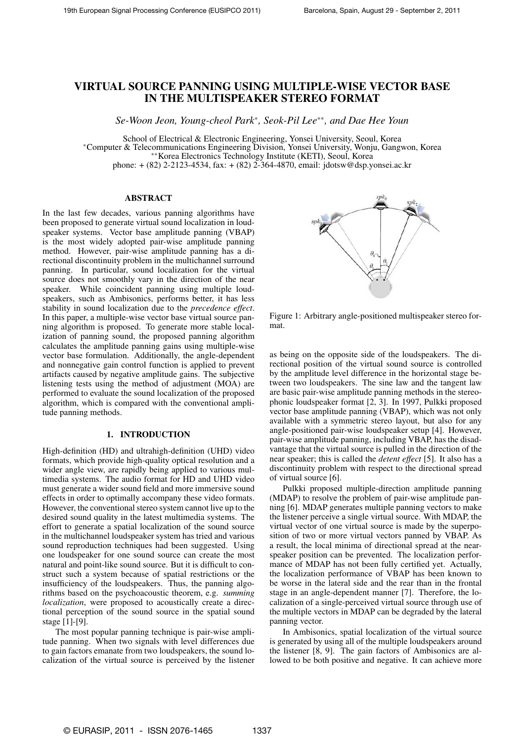# VIRTUAL SOURCE PANNING USING MULTIPLE-WISE VECTOR BASE IN THE MULTISPEAKER STEREO FORMAT

*Se-Woon Jeon, Young-cheol Park*, Seok-Pil Lee**, and Dae Hee Youn*

School of Electrical & Electronic Engineering, Yonsei University, Seoul, Korea
*Computer & Telecommunications Engineering Division, Yonsei University, Wonju, Gangwon, Korea
**Korea Electronics Technology Institute (KETI), Seoul, Korea
phone: + (82) 2-2123-4534, fax: + (82) 2-364-4870, email: jdotsw@dsp.yonsei.ac.kr

## ABSTRACT

In the last few decades, various panning algorithms have been proposed to generate virtual sound localization in loudspeaker systems. Vector base amplitude panning (VBAP) is the most widely adopted pair-wise amplitude panning method. However, pair-wise amplitude panning has a directional discontinuity problem in the multichannel surround panning. In particular, sound localization for the virtual source does not smoothly vary in the direction of the near speaker. While coincident panning using multiple loudspeakers, such as Ambisonics, performs better, it has less stability in sound localization due to the *precedence effect*. In this paper, a multiple-wise vector base virtual source panning algorithm is proposed. To generate more stable localization of panning sound, the proposed panning algorithm calculates the amplitude panning gains using multiple-wise vector base formulation. Additionally, the angle-dependent and nonnegative gain control function is applied to prevent artifacts caused by negative amplitude gains. The subjective listening tests using the method of adjustment (MOA) are performed to evaluate the sound localization of the proposed algorithm, which is compared with the conventional amplitude panning methods.

## 1. INTRODUCTION

High-definition (HD) and ultrahigh-definition (UHD) video formats, which provide high-quality optical resolution and a wider angle view, are rapidly being applied to various multimedia systems. The audio format for HD and UHD video must generate a wider sound field and more immersive sound effects in order to optimally accompany these video formats. However, the conventional stereo system cannot live up to the desired sound quality in the latest multimedia systems. The effort to generate a spatial localization of the sound source in the multichannel loudspeaker system has tried and various sound reproduction techniques had been suggested. Using one loudspeaker for one sound source can create the most natural and point-like sound source. But it is difficult to construct such a system because of spatial restrictions or the insufficiency of the loudspeakers. Thus, the panning algorithms based on the psychoacoustic theorem, e.g. *summing localization*, were proposed to acoustically create a directional perception of the sound source in the spatial sound stage [1]-[9].

The most popular panning technique is pair-wise amplitude panning. When two signals with level differences due to gain factors emanate from two loudspeakers, the sound localization of the virtual source is perceived by the listener as being on the opposite side of the loudspeakers. The directional position of the virtual sound source is controlled by the amplitude level difference in the horizontal stage between two loudspeakers. The sine law and the tangent law are basic pair-wise amplitude panning methods in the stereophonic loudspeaker format [2, 3]. In 1997, Pulkki proposed vector base amplitude panning (VBAP), which was not only available with a symmetric stereo layout, but also for any angle-positioned pair-wise loudspeaker setup [4]. However, pair-wise amplitude panning, including VBAP, has the disadvantage that the virtual source is pulled in the direction of the near speaker; this is called the *detent effect* [5]. It also has a discontinuity problem with respect to the directional spread of virtual source [6].

Figure 1: Arbitrary angle-positioned multispeaker stereo format.

Pulkki proposed multiple-direction amplitude panning (MDAP) to resolve the problem of pair-wise amplitude panning [6]. MDAP generates multiple panning vectors to make the listener perceive a single virtual source. With MDAP, the virtual vector of one virtual source is made by the superposition of two or more virtual vectors panned by VBAP. As a result, the local minima of directional spread at the near-speaker position can be prevented. The localization performance of MDAP has not been fully certified yet. Actually, the localization performance of VBAP has been known to be worse in the lateral side and the rear than in the frontal stage in an angle-dependent manner [7]. Therefore, the localization of a single-perceived virtual source through use of the multiple vectors in MDAP can be degraded by the lateral panning vector.

In Ambisonics, spatial localization of the virtual source is generated by using all of the multiple loudspeakers around the listener [8, 9]. The gain factors of Ambisonics are allowed to be both positive and negative. It can achieve more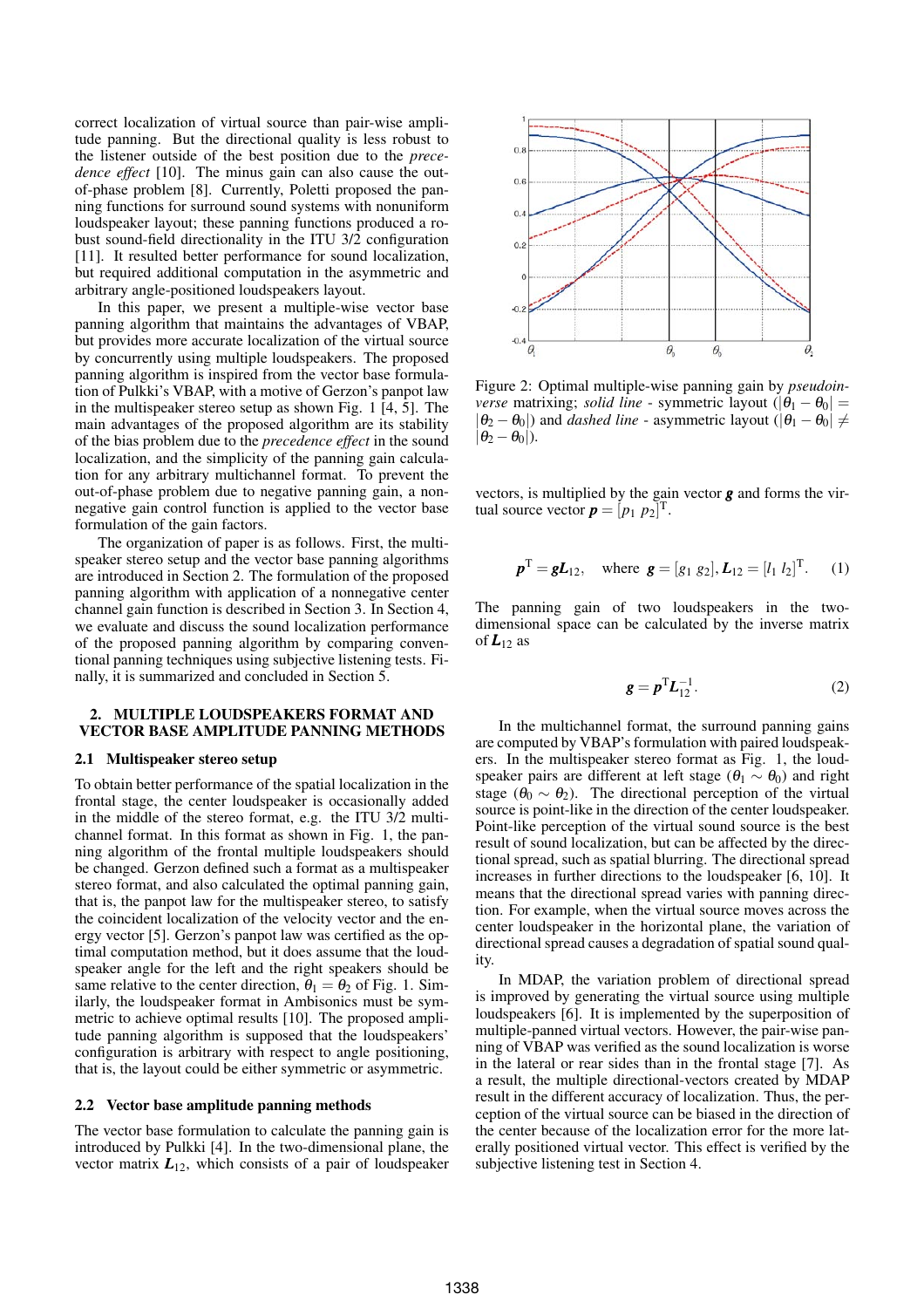correct localization of virtual source than pair-wise amplitude panning. But the directional quality is less robust to the listener outside of the best position due to the *precedence effect* [10]. The minus gain can also cause the out-of-phase problem [8]. Currently, Poletti proposed the panning functions for surround sound systems with nonuniform loudspeaker layout; these panning functions produced a robust sound-field directionality in the ITU 3/2 configuration [11]. It resulted better performance for sound localization, but required additional computation in the asymmetric and arbitrary angle-positioned loudspeakers layout.

In this paper, we present a multiple-wise vector base panning algorithm that maintains the advantages of VBAP, but provides more accurate localization of the virtual source by concurrently using multiple loudspeakers. The proposed panning algorithm is inspired from the vector base formulation of Pulkki's VBAP, with a motive of Gerzon's panpot law in the multispeaker stereo setup as shown Fig. 1 [4, 5]. The main advantages of the proposed algorithm are its stability of the bias problem due to the *precedence effect* in the sound localization, and the simplicity of the panning gain calculation for any arbitrary multichannel format. To prevent the out-of-phase problem due to negative panning gain, a nonnegative gain control function is applied to the vector base formulation of the gain factors.

The organization of paper is as follows. First, the multispeaker stereo setup and the vector base panning algorithms are introduced in Section 2. The formulation of the proposed panning algorithm with application of a nonnegative center channel gain function is described in Section 3. In Section 4, we evaluate and discuss the sound localization performance of the proposed panning algorithm by comparing conventional panning techniques using subjective listening tests. Finally, it is summarized and concluded in Section 5.

## 2. MULTIPLE LOUDSPEAKERS FORMAT AND VECTOR BASE AMPLITUDE PANNING METHODS

### 2.1 Multispeaker stereo setup

To obtain better performance of the spatial localization in the frontal stage, the center loudspeaker is occasionally added in the middle of the stereo format, e.g. the ITU 3/2 multichannel format. In this format as shown in Fig. 1, the panning algorithm of the frontal multiple loudspeakers should be changed. Gerzon defined such a format as a multispeaker stereo format, and also calculated the optimal panning gain, that is, the panpot law for the multispeaker stereo, to satisfy the coincident localization of the velocity vector and the energy vector [5]. Gerzon's panpot law was certified as the optimal computation method, but it does assume that the loudspeaker angle for the left and the right speakers should be same relative to the center direction, $\theta_1 = \theta_2$ of Fig. 1. Similarly, the loudspeaker format in Ambisonics must be symmetric to achieve optimal results [10]. The proposed amplitude panning algorithm is supposed that the loudspeakers' configuration is arbitrary with respect to angle positioning, that is, the layout could be either symmetric or asymmetric.

### 2.2 Vector base amplitude panning methods

The vector base formulation to calculate the panning gain is introduced by Pulkki [4]. In the two-dimensional plane, the vector matrix $\boldsymbol{L}_{12}$, which consists of a pair of loudspeaker vectors, is multiplied by the gain vector $\boldsymbol{g}$ and forms the virtual source vector $\boldsymbol{p} = [p_1\ p_2]^{\mathrm{T}}$.

Figure 2: Optimal multiple-wise panning gain by *pseudoinverse* matrixing; *solid line* - symmetric layout ($|\theta_1 - \theta_0| = |\theta_2 - \theta_0|$) and *dashed line* - asymmetric layout ($|\theta_1 - \theta_0| \neq |\theta_2 - \theta_0|$).

$$\boldsymbol{p}^{\mathrm{T}} = \boldsymbol{g}\boldsymbol{L}_{12}, \quad \text{where } \boldsymbol{g} = [g_1\ g_2], \boldsymbol{L}_{12} = [l_1\ l_2]^{\mathrm{T}}. \tag{1}$$

The panning gain of two loudspeakers in the two-dimensional space can be calculated by the inverse matrix of $\boldsymbol{L}_{12}$ as

$$\boldsymbol{g} = \boldsymbol{p}^{\mathrm{T}}\boldsymbol{L}_{12}^{-1}. \tag{2}$$

In the multichannel format, the surround panning gains are computed by VBAP's formulation with paired loudspeakers. In the multispeaker stereo format as Fig. 1, the loudspeaker pairs are different at left stage ($\theta_1 \sim \theta_0$) and right stage ($\theta_0 \sim \theta_2$). The directional perception of the virtual source is point-like in the direction of the center loudspeaker. Point-like perception of the virtual sound source is the best result of sound localization, but can be affected by the directional spread, such as spatial blurring. The directional spread increases in further directions to the loudspeaker [6, 10]. It means that the directional spread varies with panning direction. For example, when the virtual source moves across the center loudspeaker in the horizontal plane, the variation of directional spread causes a degradation of spatial sound quality.

In MDAP, the variation problem of directional spread is improved by generating the virtual source using multiple loudspeakers [6]. It is implemented by the superposition of multiple-panned virtual vectors. However, the pair-wise panning of VBAP was verified as the sound localization is worse in the lateral or rear sides than in the frontal stage [7]. As a result, the multiple directional-vectors created by MDAP result in the different accuracy of localization. Thus, the perception of the virtual source can be biased in the direction of the center because of the localization error for the more laterally positioned virtual vector. This effect is verified by the subjective listening test in Section 4.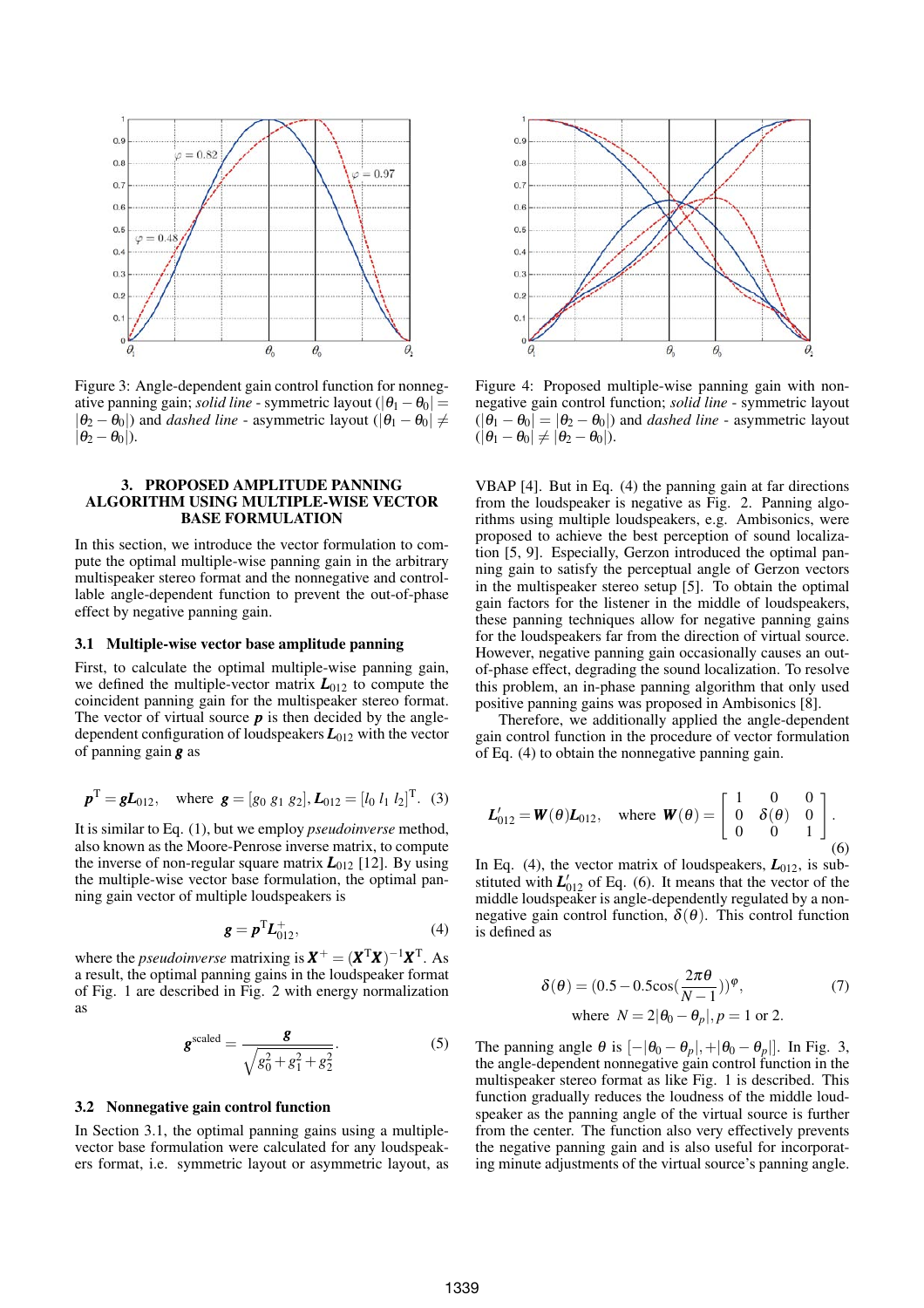Figure 3: Angle-dependent gain control function for nonnegative panning gain; *solid line* - symmetric layout ($|\theta_1 - \theta_0| = |\theta_2 - \theta_0|$) and *dashed line* - asymmetric layout ($|\theta_1 - \theta_0| \neq |\theta_2 - \theta_0|$).

Figure 4: Proposed multiple-wise panning gain with nonnegative gain control function; *solid line* - symmetric layout ($|\theta_1 - \theta_0| = |\theta_2 - \theta_0|$) and *dashed line* - asymmetric layout ($|\theta_1 - \theta_0| \neq |\theta_2 - \theta_0|$).

## 3. PROPOSED AMPLITUDE PANNING ALGORITHM USING MULTIPLE-WISE VECTOR BASE FORMULATION

In this section, we introduce the vector formulation to compute the optimal multiple-wise panning gain in the arbitrary multispeaker stereo format and the nonnegative and controllable angle-dependent function to prevent the out-of-phase effect by negative panning gain.

### 3.1 Multiple-wise vector base amplitude panning

First, to calculate the optimal multiple-wise panning gain, we defined the multiple-vector matrix $\boldsymbol{L}_{012}$ to compute the coincident panning gain for the multispeaker stereo format. The vector of virtual source $\boldsymbol{p}$ is then decided by the angle-dependent configuration of loudspeakers $\boldsymbol{L}_{012}$ with the vector of panning gain $\boldsymbol{g}$ as

$$\boldsymbol{p}^{\mathrm{T}} = \boldsymbol{g}\boldsymbol{L}_{012}, \quad \text{where } \boldsymbol{g} = [g_0 \; g_1 \; g_2], \boldsymbol{L}_{012} = [l_0 \; l_1 \; l_2]^{\mathrm{T}}. \quad (3)$$

It is similar to Eq. (1), but we employ *pseudoinverse* method, also known as the Moore-Penrose inverse matrix, to compute the inverse of non-regular square matrix $\boldsymbol{L}_{012}$ [12]. By using the multiple-wise vector base formulation, the optimal panning gain vector of multiple loudspeakers is

$$\boldsymbol{g} = \boldsymbol{p}^{\mathrm{T}}\boldsymbol{L}_{012}^{+}, \quad (4)$$

where the *pseudoinverse* matrixing is $\boldsymbol{X}^{+} = (\boldsymbol{X}^{\mathrm{T}}\boldsymbol{X})^{-1}\boldsymbol{X}^{\mathrm{T}}$. As a result, the optimal panning gains in the loudspeaker format of Fig. 1 are described in Fig. 2 with energy normalization as

$$\boldsymbol{g}^{\text{scaled}} = \frac{\boldsymbol{g}}{\sqrt{g_0^2 + g_1^2 + g_2^2}}. \quad (5)$$

### 3.2 Nonnegative gain control function

In Section 3.1, the optimal panning gains using a multiple-vector base formulation were calculated for any loudspeakers format, i.e. symmetric layout or asymmetric layout, as VBAP [4]. But in Eq. (4) the panning gain at far directions from the loudspeaker is negative as Fig. 2. Panning algorithms using multiple loudspeakers, e.g. Ambisonics, were proposed to achieve the best perception of sound localization [5, 9]. Especially, Gerzon introduced the optimal panning gain to satisfy the perceptual angle of Gerzon vectors in the multispeaker stereo setup [5]. To obtain the optimal gain factors for the listener in the middle of loudspeakers, these panning techniques allow for negative panning gains for the loudspeakers far from the direction of virtual source. However, negative panning gain occasionally causes an out-of-phase effect, degrading the sound localization. To resolve this problem, an in-phase panning algorithm that only used positive panning gains was proposed in Ambisonics [8].

Therefore, we additionally applied the angle-dependent gain control function in the procedure of vector formulation of Eq. (4) to obtain the nonnegative panning gain.

$$\boldsymbol{L}'_{012} = \boldsymbol{W}(\theta)\boldsymbol{L}_{012}, \quad \text{where } \boldsymbol{W}(\theta) = \begin{bmatrix} 1 & 0 & 0 \\ 0 & \delta(\theta) & 0 \\ 0 & 0 & 1 \end{bmatrix}. \quad (6)$$

In Eq. (4), the vector matrix of loudspeakers, $\boldsymbol{L}_{012}$, is substituted with $\boldsymbol{L}'_{012}$ of Eq. (6). It means that the vector of the middle loudspeaker is angle-dependently regulated by a nonnegative gain control function, $\delta(\theta)$. This control function is defined as

$$\delta(\theta) = (0.5 - 0.5\cos(\frac{2\pi\theta}{N-1}))^{\varphi}, \quad (7)$$

$$\text{where } N = 2|\theta_0 - \theta_p|, p = 1 \text{ or } 2.$$

The panning angle $\theta$ is $[-|\theta_0 - \theta_p|, +|\theta_0 - \theta_p|]$. In Fig. 3, the angle-dependent nonnegative gain control function in the multispeaker stereo format as like Fig. 1 is described. This function gradually reduces the loudness of the middle loudspeaker as the panning angle of the virtual source is further from the center. The function also very effectively prevents the negative panning gain and is also useful for incorporating minute adjustments of the virtual source's panning angle.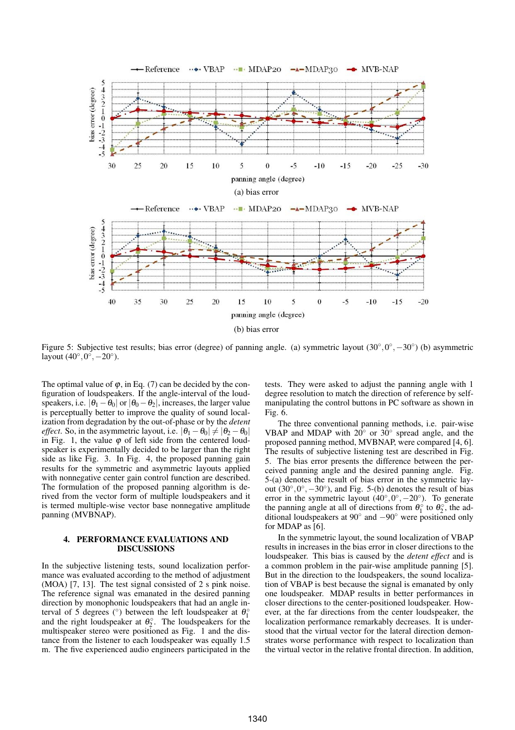Figure 5: Subjective test results; bias error (degree) of panning angle. (a) symmetric layout $(30^\circ, 0^\circ, -30^\circ)$ (b) asymmetric layout $(40^\circ, 0^\circ, -20^\circ)$.

The optimal value of $\varphi$, in Eq. (7) can be decided by the configuration of loudspeakers. If the angle-interval of the loudspeakers, i.e. $|\theta_1 - \theta_0|$ or $|\theta_0 - \theta_2|$, increases, the larger value is perceptually better to improve the quality of sound localization from degradation by the out-of-phase or by the *detent effect*. So, in the asymmetric layout, i.e. $|\theta_1 - \theta_0| \neq |\theta_2 - \theta_0|$ in Fig. 1, the value $\varphi$ of left side from the centered loudspeaker is experimentally decided to be larger than the right side as like Fig. 3. In Fig. 4, the proposed panning gain results for the symmetric and asymmetric layouts applied with nonnegative center gain control function are described. The formulation of the proposed panning algorithm is derived from the vector form of multiple loudspeakers and it is termed multiple-wise vector base nonnegative amplitude panning (MVBNAP).

## 4. PERFORMANCE EVALUATIONS AND DISCUSSIONS

In the subjective listening tests, sound localization performance was evaluated according to the method of adjustment (MOA) [7, 13]. The test signal consisted of 2 s pink noise. The reference signal was emanated in the desired panning direction by monophonic loudspeakers that had an angle interval of 5 degrees (°) between the left loudspeaker at $\theta_1^\circ$ and the right loudspeaker at $\theta_2^\circ$. The loudspeakers for the multispeaker stereo were positioned as Fig. 1 and the distance from the listener to each loudspeaker was equally 1.5 m. The five experienced audio engineers participated in the tests. They were asked to adjust the panning angle with 1 degree resolution to match the direction of reference by self-manipulating the control buttons in PC software as shown in Fig. 6.

The three conventional panning methods, i.e. pair-wise VBAP and MDAP with 20° or 30° spread angle, and the proposed panning method, MVBNAP, were compared [4, 6]. The results of subjective listening test are described in Fig. 5. The bias error presents the difference between the perceived panning angle and the desired panning angle. Fig. 5-(a) denotes the result of bias error in the symmetric layout $(30^\circ, 0^\circ, -30^\circ)$, and Fig. 5-(b) denotes the result of bias error in the symmetric layout $(40^\circ, 0^\circ, -20^\circ)$. To generate the panning angle at all of directions from $\theta_1^\circ$ to $\theta_2^\circ$, the additional loudspeakers at 90° and −90° were positioned only for MDAP as [6].

In the symmetric layout, the sound localization of VBAP results in increases in the bias error in closer directions to the loudspeaker. This bias is caused by the *detent effect* and is a common problem in the pair-wise amplitude panning [5]. But in the direction to the loudspeakers, the sound localization of VBAP is best because the signal is emanated by only one loudspeaker. MDAP results in better performances in closer directions to the center-positioned loudspeaker. However, at the far directions from the center loudspeaker, the localization performance remarkably decreases. It is understood that the virtual vector for the lateral direction demonstrates worse performance with respect to localization than the virtual vector in the relative frontal direction. In addition,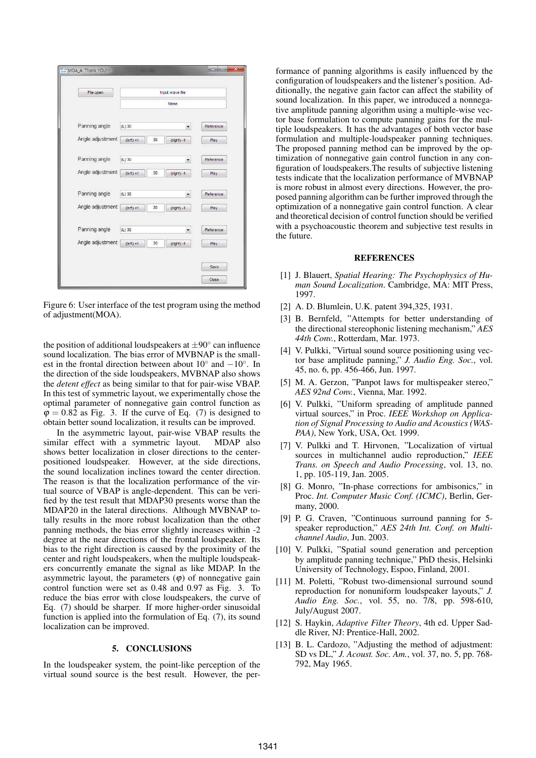MOA_A: Thank YOU!!

File open | Input wave file | Name

Panning angle (L) 30 Reference
Angle adjustment (left) +1 30 (right) -1 Play

Panning angle (L) 30 Reference
Angle adjustment (left) +1 30 (right) -1 Play

Panning angle (L) 30 Reference
Angle adjustment (left) +1 30 (right) -1 Play

Panning angle (L) 30 Reference
Angle adjustment (left) +1 30 (right) -1 Play

Save
Close

Figure 6: User interface of the test program using the method of adjustment(MOA).

the position of additional loudspeakers at $\pm 90^{\circ}$ can influence sound localization. The bias error of MVBNAP is the smallest in the frontal direction between about $10^{\circ}$ and $-10^{\circ}$. In the direction of the side loudspeakers, MVBNAP also shows the *detent effect* as being similar to that for pair-wise VBAP. In this test of symmetric layout, we experimentally chose the optimal parameter of nonnegative gain control function as $\varphi = 0.82$ as Fig. 3. If the curve of Eq. (7) is designed to obtain better sound localization, it results can be improved.

In the asymmetric layout, pair-wise VBAP results the similar effect with a symmetric layout. MDAP also shows better localization in closer directions to the center-positioned loudspeaker. However, at the side directions, the sound localization inclines toward the center direction. The reason is that the localization performance of the virtual source of VBAP is angle-dependent. This can be verified by the test result that MDAP30 presents worse than the MDAP20 in the lateral directions. Although MVBNAP totally results in the more robust localization than the other panning methods, the bias error slightly increases within -2 degree at the near directions of the frontal loudspeaker. Its bias to the right direction is caused by the proximity of the center and right loudspeakers, when the multiple loudspeakers concurrently emanate the signal as like MDAP. In the asymmetric layout, the parameters ($\varphi$) of nonnegative gain control function were set as 0.48 and 0.97 as Fig. 3. To reduce the bias error with close loudspeakers, the curve of Eq. (7) should be sharper. If more higher-order sinusoidal function is applied into the formulation of Eq. (7), its sound localization can be improved.

## 5. CONCLUSIONS

In the loudspeaker system, the point-like perception of the virtual sound source is the best result. However, the performance of panning algorithms is easily influenced by the configuration of loudspeakers and the listener's position. Additionally, the negative gain factor can affect the stability of sound localization. In this paper, we introduced a nonnegative amplitude panning algorithm using a multiple-wise vector base formulation to compute panning gains for the multiple loudspeakers. It has the advantages of both vector base formulation and multiple-loudspeaker panning techniques. The proposed panning method can be improved by the optimization of nonnegative gain control function in any configuration of loudspeakers.The results of subjective listening tests indicate that the localization performance of MVBNAP is more robust in almost every directions. However, the proposed panning algorithm can be further improved through the optimization of a nonnegative gain control function. A clear and theoretical decision of control function should be verified with a psychoacoustic theorem and subjective test results in the future.

## REFERENCES

[1] J. Blauert, *Spatial Hearing: The Psychophysics of Human Sound Localization*. Cambridge, MA: MIT Press, 1997.

[2] A. D. Blumlein, U.K. patent 394,325, 1931.

[3] B. Bernfeld, "Attempts for better understanding of the directional stereophonic listening mechanism," *AES 44th Conv.*, Rotterdam, Mar. 1973.

[4] V. Pulkki, "Virtual sound source positioning using vector base amplitude panning," *J. Audio Eng. Soc.*, vol. 45, no. 6, pp. 456-466, Jun. 1997.

[5] M. A. Gerzon, "Panpot laws for multispeaker stereo," *AES 92nd Conv.*, Vienna, Mar. 1992.

[6] V. Pulkki, "Uniform spreading of amplitude panned virtual sources," in Proc. *IEEE Workshop on Application of Signal Processing to Audio and Acoustics (WASPAA)*, New York, USA, Oct. 1999.

[7] V. Pulkki and T. Hirvonen, "Localization of virtual sources in multichannel audio reproduction," *IEEE Trans. on Speech and Audio Processing*, vol. 13, no. 1, pp. 105-119, Jan. 2005.

[8] G. Monro, "In-phase corrections for ambisonics," in Proc. *Int. Computer Music Conf. (ICMC)*, Berlin, Germany, 2000.

[9] P. G. Craven, "Continuous surround panning for 5-speaker reproduction," *AES 24th Int. Conf. on Multichannel Audio*, Jun. 2003.

[10] V. Pulkki, "Spatial sound generation and perception by amplitude panning technique," PhD thesis, Helsinki University of Technology, Espoo, Finland, 2001.

[11] M. Poletti, "Robust two-dimensional surround sound reproduction for nonuniform loudspeaker layouts," *J. Audio Eng. Soc.*, vol. 55, no. 7/8, pp. 598-610, July/August 2007.

[12] S. Haykin, *Adaptive Filter Theory*, 4th ed. Upper Saddle River, NJ: Prentice-Hall, 2002.

[13] B. L. Cardozo, "Adjusting the method of adjustment: SD vs DL," *J. Acoust. Soc. Am.*, vol. 37, no. 5, pp. 768-792, May 1965.